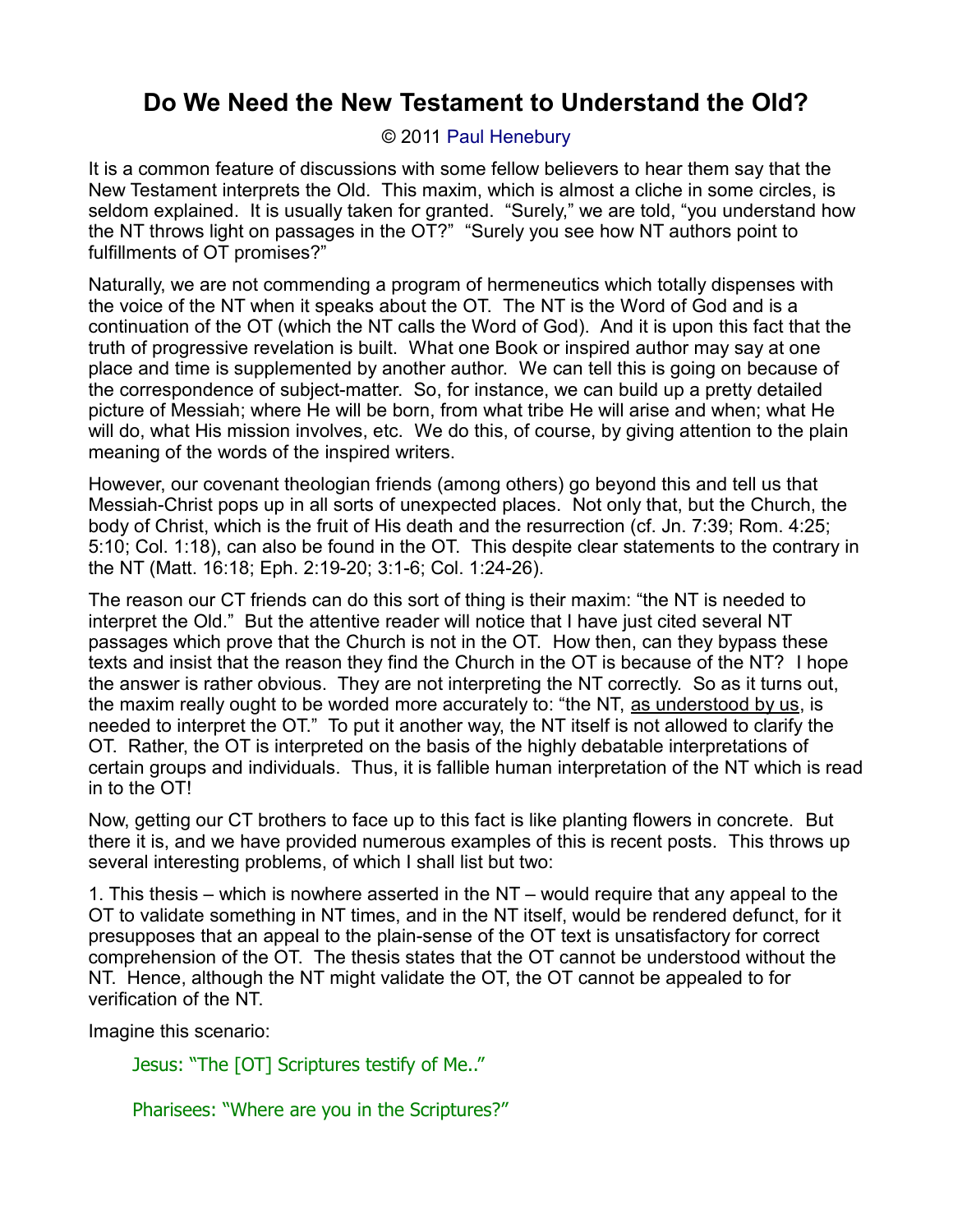# Do We Need the New Testament to Understand the Old?

© 2011 Paul Henebury

It is a common feature of discussions with some fellow believers to hear them say that the New Testament interprets the Old. This maxim, which is almost a cliche in some circles, is seldom explained. It is usually taken for granted. "Surely," we are told, "you understand how the NT throws light on passages in the OT?" "Surely you see how NT authors point to fulfillments of OT promises?"

Naturally, we are not commending a program of hermeneutics which totally dispenses with the voice of the NT when it speaks about the OT. The NT is the Word of God and is a continuation of the OT (which the NT calls the Word of God). And it is upon this fact that the truth of progressive revelation is built. What one Book or inspired author may say at one place and time is supplemented by another author. We can tell this is going on because of the correspondence of subject-matter. So, for instance, we can build up a pretty detailed picture of Messiah; where He will be born, from what tribe He will arise and when; what He will do, what His mission involves, etc. We do this, of course, by giving attention to the plain meaning of the words of the inspired writers.

However, our covenant theologian friends (among others) go beyond this and tell us that Messiah-Christ pops up in all sorts of unexpected places. Not only that, but the Church, the body of Christ, which is the fruit of His death and the resurrection (cf. Jn. 7:39; Rom. 4:25; 5:10; Col. 1:18), can also be found in the OT. This despite clear statements to the contrary in the NT (Matt. 16:18; Eph. 2:19-20; 3:1-6; Col. 1:24-26).

The reason our CT friends can do this sort of thing is their maxim: "the NT is needed to interpret the Old." But the attentive reader will notice that I have just cited several NT passages which prove that the Church is not in the OT. How then, can they bypass these texts and insist that the reason they find the Church in the OT is because of the NT? I hope the answer is rather obvious. They are not interpreting the NT correctly. So as it turns out, the maxim really ought to be worded more accurately to: "the NT, <u>as understood by us</u>, is needed to interpret the OT." To put it another way, the NT itself is not allowed to clarify the OT. Rather, the OT is interpreted on the basis of the highly debatable interpretations of certain groups and individuals. Thus, it is fallible human interpretation of the NT which is read in to the OT!

Now, getting our CT brothers to face up to this fact is like planting flowers in concrete. But there it is, and we have provided numerous examples of this is recent posts. This throws up several interesting problems, of which I shall list but two:

1. This thesis – which is nowhere asserted in the NT – would require that any appeal to the OT to validate something in NT times, and in the NT itself, would be rendered defunct, for it presupposes that an appeal to the plain-sense of the OT text is unsatisfactory for correct comprehension of the OT. The thesis states that the OT cannot be understood without the NT. Hence, although the NT might validate the OT, the OT cannot be appealed to for verification of the NT.

Imagine this scenario:

> Jesus: "The [OT] Scriptures testify of Me.."
>
> Pharisees: "Where are you in the Scriptures?"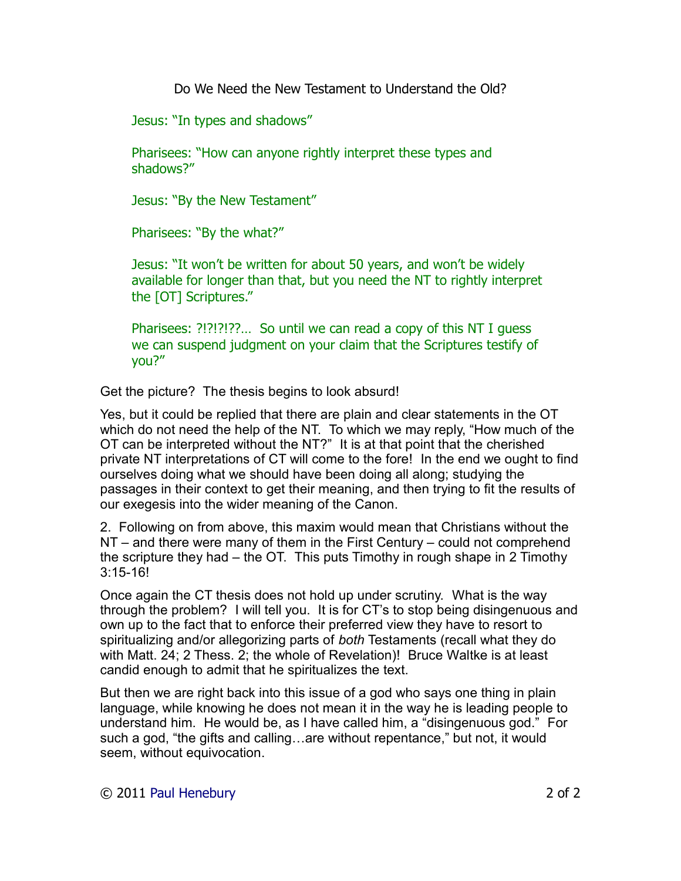Do We Need the New Testament to Understand the Old?

> Jesus: "In types and shadows"
>
> Pharisees: "How can anyone rightly interpret these types and shadows?"
>
> Jesus: "By the New Testament"
>
> Pharisees: "By the what?"
>
> Jesus: "It won't be written for about 50 years, and won't be widely available for longer than that, but you need the NT to rightly interpret the [OT] Scriptures."
>
> Pharisees: ?!?!?!??… So until we can read a copy of this NT I guess we can suspend judgment on your claim that the Scriptures testify of you?"

Get the picture? The thesis begins to look absurd!

Yes, but it could be replied that there are plain and clear statements in the OT which do not need the help of the NT. To which we may reply, "How much of the OT can be interpreted without the NT?" It is at that point that the cherished private NT interpretations of CT will come to the fore! In the end we ought to find ourselves doing what we should have been doing all along; studying the passages in their context to get their meaning, and then trying to fit the results of our exegesis into the wider meaning of the Canon.

2. Following on from above, this maxim would mean that Christians without the NT – and there were many of them in the First Century – could not comprehend the scripture they had – the OT. This puts Timothy in rough shape in 2 Timothy 3:15-16!

Once again the CT thesis does not hold up under scrutiny. What is the way through the problem? I will tell you. It is for CT's to stop being disingenuous and own up to the fact that to enforce their preferred view they have to resort to spiritualizing and/or allegorizing parts of *both* Testaments (recall what they do with Matt. 24; 2 Thess. 2; the whole of Revelation)! Bruce Waltke is at least candid enough to admit that he spiritualizes the text.

But then we are right back into this issue of a god who says one thing in plain language, while knowing he does not mean it in the way he is leading people to understand him. He would be, as I have called him, a "disingenuous god." For such a god, "the gifts and calling…are without repentance," but not, it would seem, without equivocation.

© 2011 Paul Henebury